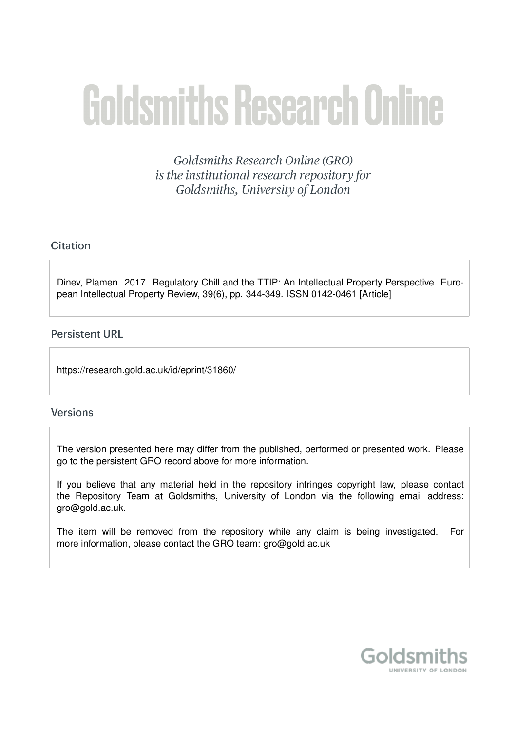# Goldsmiths Research Online

*Goldsmiths Research Online (GRO) is the institutional research repository for Goldsmiths, University of London*

## Citation

Dinev, Plamen. 2017. Regulatory Chill and the TTIP: An Intellectual Property Perspective. European Intellectual Property Review, 39(6), pp. 344-349. ISSN 0142-0461 [Article]

## Persistent URL

https://research.gold.ac.uk/id/eprint/31860/

## Versions

The version presented here may differ from the published, performed or presented work. Please go to the persistent GRO record above for more information.

If you believe that any material held in the repository infringes copyright law, please contact the Repository Team at Goldsmiths, University of London via the following email address: gro@gold.ac.uk.

The item will be removed from the repository while any claim is being investigated. For more information, please contact the GRO team: gro@gold.ac.uk

Goldsmiths
UNIVERSITY OF LONDON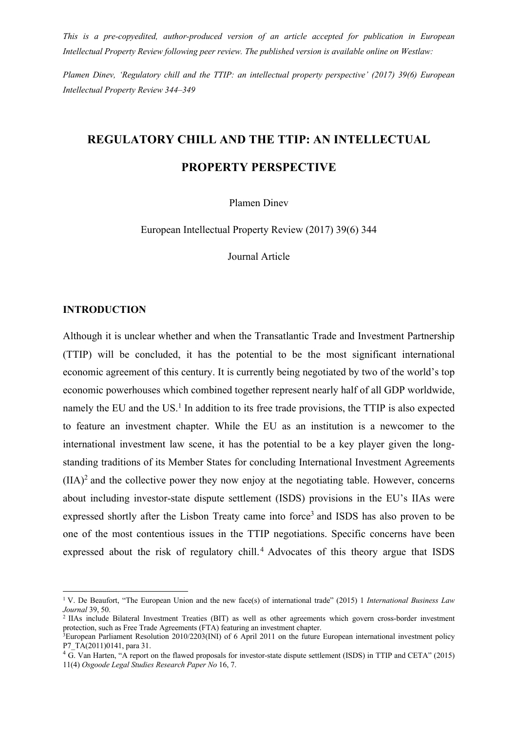*This is a pre-copyedited, author-produced version of an article accepted for publication in European Intellectual Property Review following peer review. The published version is available online on Westlaw:*

*Plamen Dinev, 'Regulatory chill and the TTIP: an intellectual property perspective' (2017) 39(6) European Intellectual Property Review 344–349*

# REGULATORY CHILL AND THE TTIP: AN INTELLECTUAL PROPERTY PERSPECTIVE

Plamen Dinev

European Intellectual Property Review (2017) 39(6) 344

Journal Article

## INTRODUCTION

Although it is unclear whether and when the Transatlantic Trade and Investment Partnership (TTIP) will be concluded, it has the potential to be the most significant international economic agreement of this century. It is currently being negotiated by two of the world's top economic powerhouses which combined together represent nearly half of all GDP worldwide, namely the EU and the US.[1] In addition to its free trade provisions, the TTIP is also expected to feature an investment chapter. While the EU as an institution is a newcomer to the international investment law scene, it has the potential to be a key player given the long-standing traditions of its Member States for concluding International Investment Agreements (IIA)[2] and the collective power they now enjoy at the negotiating table. However, concerns about including investor-state dispute settlement (ISDS) provisions in the EU's IIAs were expressed shortly after the Lisbon Treaty came into force[3] and ISDS has also proven to be one of the most contentious issues in the TTIP negotiations. Specific concerns have been expressed about the risk of regulatory chill.[4] Advocates of this theory argue that ISDS

---

[1] V. De Beaufort, "The European Union and the new face(s) of international trade" (2015) 1 *International Business Law Journal* 39, 50.

[2] IIAs include Bilateral Investment Treaties (BIT) as well as other agreements which govern cross-border investment protection, such as Free Trade Agreements (FTA) featuring an investment chapter.

[3] European Parliament Resolution 2010/2203(INI) of 6 April 2011 on the future European international investment policy P7_TA(2011)0141, para 31.

[4] G. Van Harten, "A report on the flawed proposals for investor-state dispute settlement (ISDS) in TTIP and CETA" (2015) 11(4) *Osgoode Legal Studies Research Paper No* 16, 7.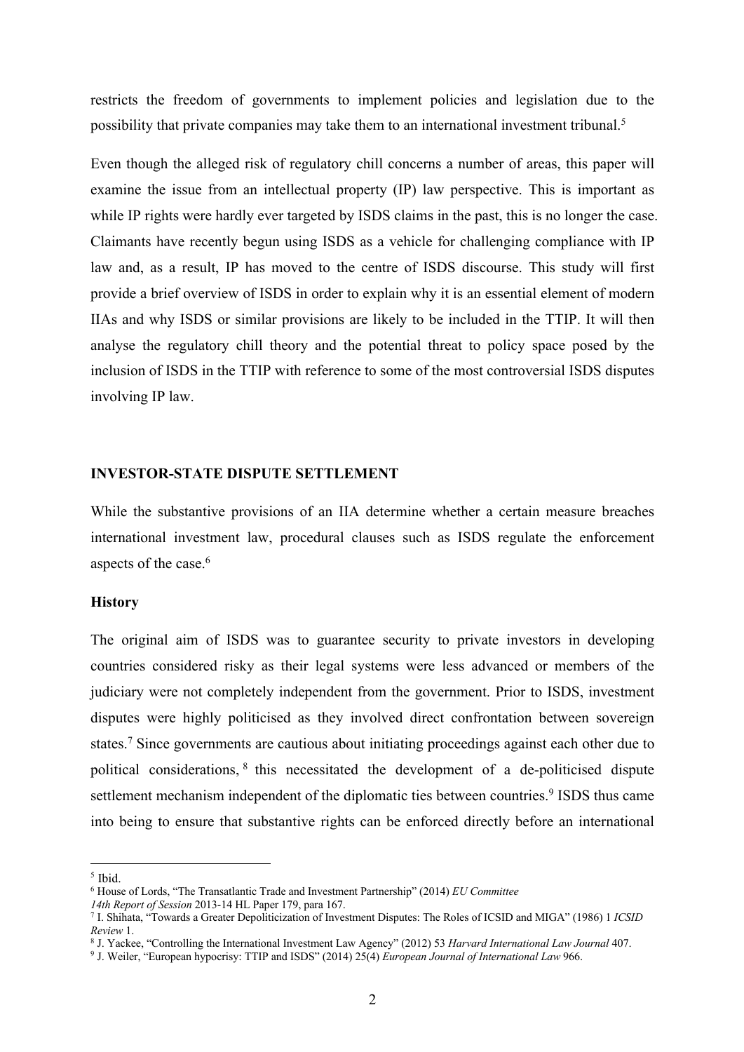restricts the freedom of governments to implement policies and legislation due to the possibility that private companies may take them to an international investment tribunal.[5]

Even though the alleged risk of regulatory chill concerns a number of areas, this paper will examine the issue from an intellectual property (IP) law perspective. This is important as while IP rights were hardly ever targeted by ISDS claims in the past, this is no longer the case. Claimants have recently begun using ISDS as a vehicle for challenging compliance with IP law and, as a result, IP has moved to the centre of ISDS discourse. This study will first provide a brief overview of ISDS in order to explain why it is an essential element of modern IIAs and why ISDS or similar provisions are likely to be included in the TTIP. It will then analyse the regulatory chill theory and the potential threat to policy space posed by the inclusion of ISDS in the TTIP with reference to some of the most controversial ISDS disputes involving IP law.

## INVESTOR-STATE DISPUTE SETTLEMENT

While the substantive provisions of an IIA determine whether a certain measure breaches international investment law, procedural clauses such as ISDS regulate the enforcement aspects of the case.[6]

### History

The original aim of ISDS was to guarantee security to private investors in developing countries considered risky as their legal systems were less advanced or members of the judiciary were not completely independent from the government. Prior to ISDS, investment disputes were highly politicised as they involved direct confrontation between sovereign states.[7] Since governments are cautious about initiating proceedings against each other due to political considerations,[8] this necessitated the development of a de-politicised dispute settlement mechanism independent of the diplomatic ties between countries.[9] ISDS thus came into being to ensure that substantive rights can be enforced directly before an international

---

[5] Ibid.

[6] House of Lords, "The Transatlantic Trade and Investment Partnership" (2014) *EU Committee 14th Report of Session* 2013-14 HL Paper 179, para 167.

[7] I. Shihata, "Towards a Greater Depoliticization of Investment Disputes: The Roles of ICSID and MIGA" (1986) 1 *ICSID Review* 1.

[8] J. Yackee, "Controlling the International Investment Law Agency" (2012) 53 *Harvard International Law Journal* 407.

[9] J. Weiler, "European hypocrisy: TTIP and ISDS" (2014) 25(4) *European Journal of International Law* 966.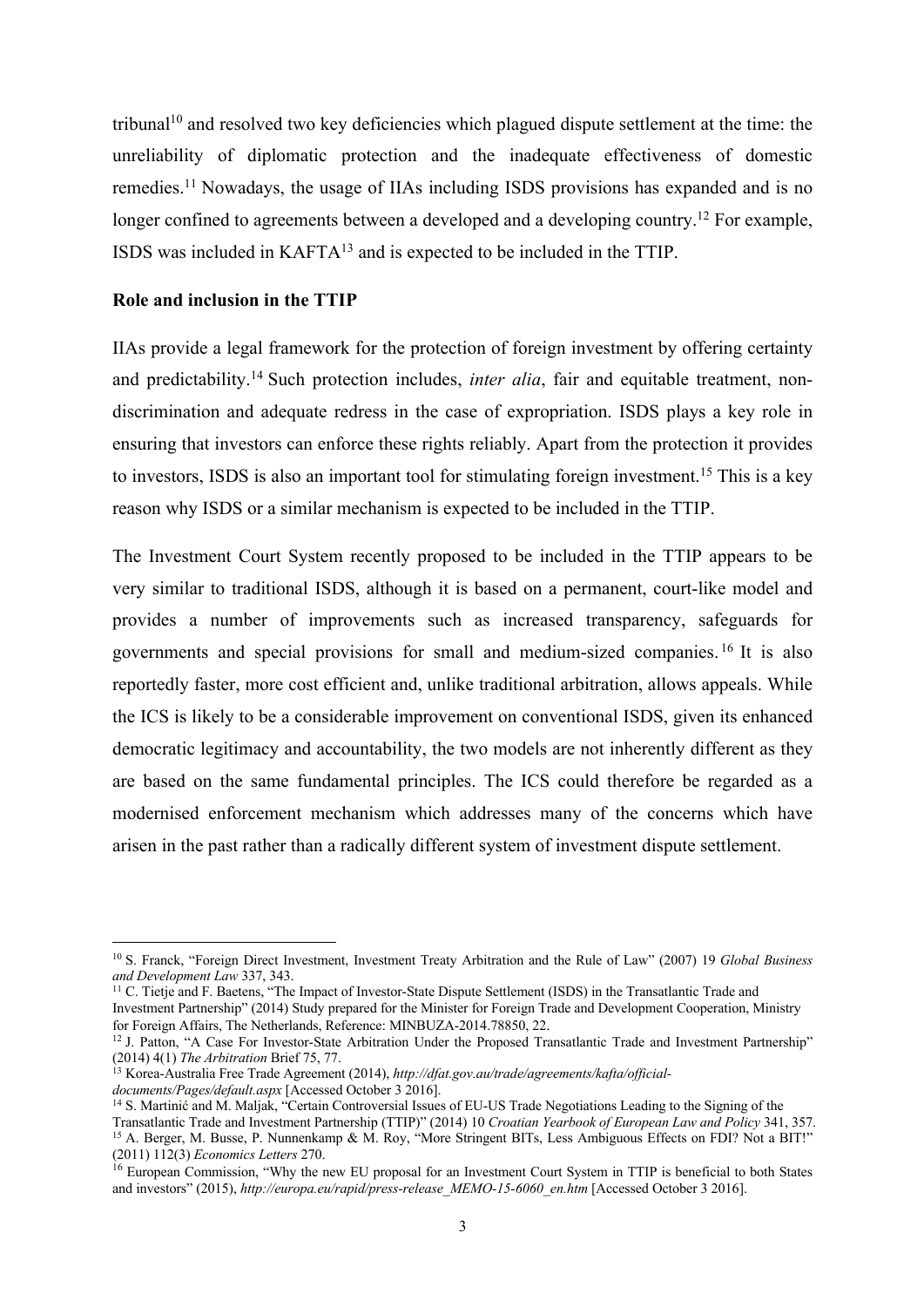tribunal[10] and resolved two key deficiencies which plagued dispute settlement at the time: the unreliability of diplomatic protection and the inadequate effectiveness of domestic remedies.[11] Nowadays, the usage of IIAs including ISDS provisions has expanded and is no longer confined to agreements between a developed and a developing country.[12] For example, ISDS was included in KAFTA[13] and is expected to be included in the TTIP.

**Role and inclusion in the TTIP**

IIAs provide a legal framework for the protection of foreign investment by offering certainty and predictability.[14] Such protection includes, *inter alia*, fair and equitable treatment, non-discrimination and adequate redress in the case of expropriation. ISDS plays a key role in ensuring that investors can enforce these rights reliably. Apart from the protection it provides to investors, ISDS is also an important tool for stimulating foreign investment.[15] This is a key reason why ISDS or a similar mechanism is expected to be included in the TTIP.

The Investment Court System recently proposed to be included in the TTIP appears to be very similar to traditional ISDS, although it is based on a permanent, court-like model and provides a number of improvements such as increased transparency, safeguards for governments and special provisions for small and medium-sized companies.[16] It is also reportedly faster, more cost efficient and, unlike traditional arbitration, allows appeals. While the ICS is likely to be a considerable improvement on conventional ISDS, given its enhanced democratic legitimacy and accountability, the two models are not inherently different as they are based on the same fundamental principles. The ICS could therefore be regarded as a modernised enforcement mechanism which addresses many of the concerns which have arisen in the past rather than a radically different system of investment dispute settlement.

---

[10] S. Franck, "Foreign Direct Investment, Investment Treaty Arbitration and the Rule of Law" (2007) 19 *Global Business and Development Law* 337, 343.

[11] C. Tietje and F. Baetens, "The Impact of Investor-State Dispute Settlement (ISDS) in the Transatlantic Trade and Investment Partnership" (2014) Study prepared for the Minister for Foreign Trade and Development Cooperation, Ministry for Foreign Affairs, The Netherlands, Reference: MINBUZA-2014.78850, 22.

[12] J. Patton, "A Case For Investor-State Arbitration Under the Proposed Transatlantic Trade and Investment Partnership" (2014) 4(1) *The Arbitration* Brief 75, 77.

[13] Korea-Australia Free Trade Agreement (2014), *http://dfat.gov.au/trade/agreements/kafta/official-documents/Pages/default.aspx* [Accessed October 3 2016].

[14] S. Martinić and M. Maljak, "Certain Controversial Issues of EU-US Trade Negotiations Leading to the Signing of the Transatlantic Trade and Investment Partnership (TTIP)" (2014) 10 *Croatian Yearbook of European Law and Policy* 341, 357.

[15] A. Berger, M. Busse, P. Nunnenkamp & M. Roy, "More Stringent BITs, Less Ambiguous Effects on FDI? Not a BIT!" (2011) 112(3) *Economics Letters* 270.

[16] European Commission, "Why the new EU proposal for an Investment Court System in TTIP is beneficial to both States and investors" (2015), *http://europa.eu/rapid/press-release_MEMO-15-6060_en.htm* [Accessed October 3 2016].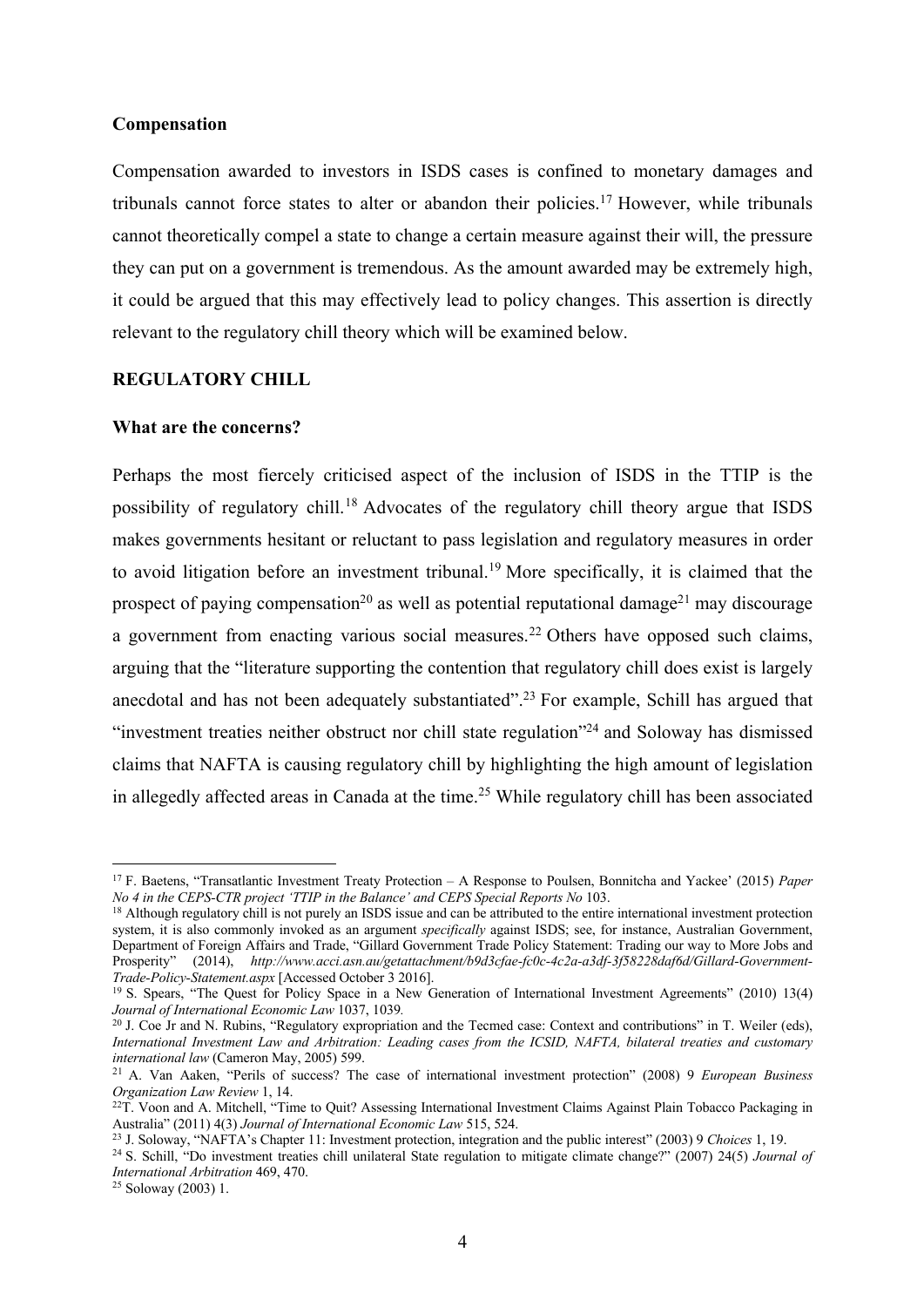**Compensation**

Compensation awarded to investors in ISDS cases is confined to monetary damages and tribunals cannot force states to alter or abandon their policies.[17] However, while tribunals cannot theoretically compel a state to change a certain measure against their will, the pressure they can put on a government is tremendous. As the amount awarded may be extremely high, it could be argued that this may effectively lead to policy changes. This assertion is directly relevant to the regulatory chill theory which will be examined below.

## REGULATORY CHILL

**What are the concerns?**

Perhaps the most fiercely criticised aspect of the inclusion of ISDS in the TTIP is the possibility of regulatory chill.[18] Advocates of the regulatory chill theory argue that ISDS makes governments hesitant or reluctant to pass legislation and regulatory measures in order to avoid litigation before an investment tribunal.[19] More specifically, it is claimed that the prospect of paying compensation[20] as well as potential reputational damage[21] may discourage a government from enacting various social measures.[22] Others have opposed such claims, arguing that the "literature supporting the contention that regulatory chill does exist is largely anecdotal and has not been adequately substantiated".[23] For example, Schill has argued that "investment treaties neither obstruct nor chill state regulation"[24] and Soloway has dismissed claims that NAFTA is causing regulatory chill by highlighting the high amount of legislation in allegedly affected areas in Canada at the time.[25] While regulatory chill has been associated

---

[17] F. Baetens, "Transatlantic Investment Treaty Protection – A Response to Poulsen, Bonnitcha and Yackee' (2015) *Paper No 4 in the CEPS-CTR project 'TTIP in the Balance' and CEPS Special Reports No* 103.

[18] Although regulatory chill is not purely an ISDS issue and can be attributed to the entire international investment protection system, it is also commonly invoked as an argument *specifically* against ISDS; see, for instance, Australian Government, Department of Foreign Affairs and Trade, "Gillard Government Trade Policy Statement: Trading our way to More Jobs and Prosperity" (2014), *http://www.acci.asn.au/getattachment/b9d3cfae-fc0c-4c2a-a3df-3f58228daf6d/Gillard-Government-Trade-Policy-Statement.aspx* [Accessed October 3 2016].

[19] S. Spears, "The Quest for Policy Space in a New Generation of International Investment Agreements" (2010) 13(4) *Journal of International Economic Law* 1037, 1039.

[20] J. Coe Jr and N. Rubins, "Regulatory expropriation and the Tecmed case: Context and contributions" in T. Weiler (eds), *International Investment Law and Arbitration: Leading cases from the ICSID, NAFTA, bilateral treaties and customary international law* (Cameron May, 2005) 599.

[21] A. Van Aaken, "Perils of success? The case of international investment protection" (2008) 9 *European Business Organization Law Review* 1, 14.

[22] T. Voon and A. Mitchell, "Time to Quit? Assessing International Investment Claims Against Plain Tobacco Packaging in Australia" (2011) 4(3) *Journal of International Economic Law* 515, 524.

[23] J. Soloway, "NAFTA's Chapter 11: Investment protection, integration and the public interest" (2003) 9 *Choices* 1, 19.

[24] S. Schill, "Do investment treaties chill unilateral State regulation to mitigate climate change?" (2007) 24(5) *Journal of International Arbitration* 469, 470.

[25] Soloway (2003) 1.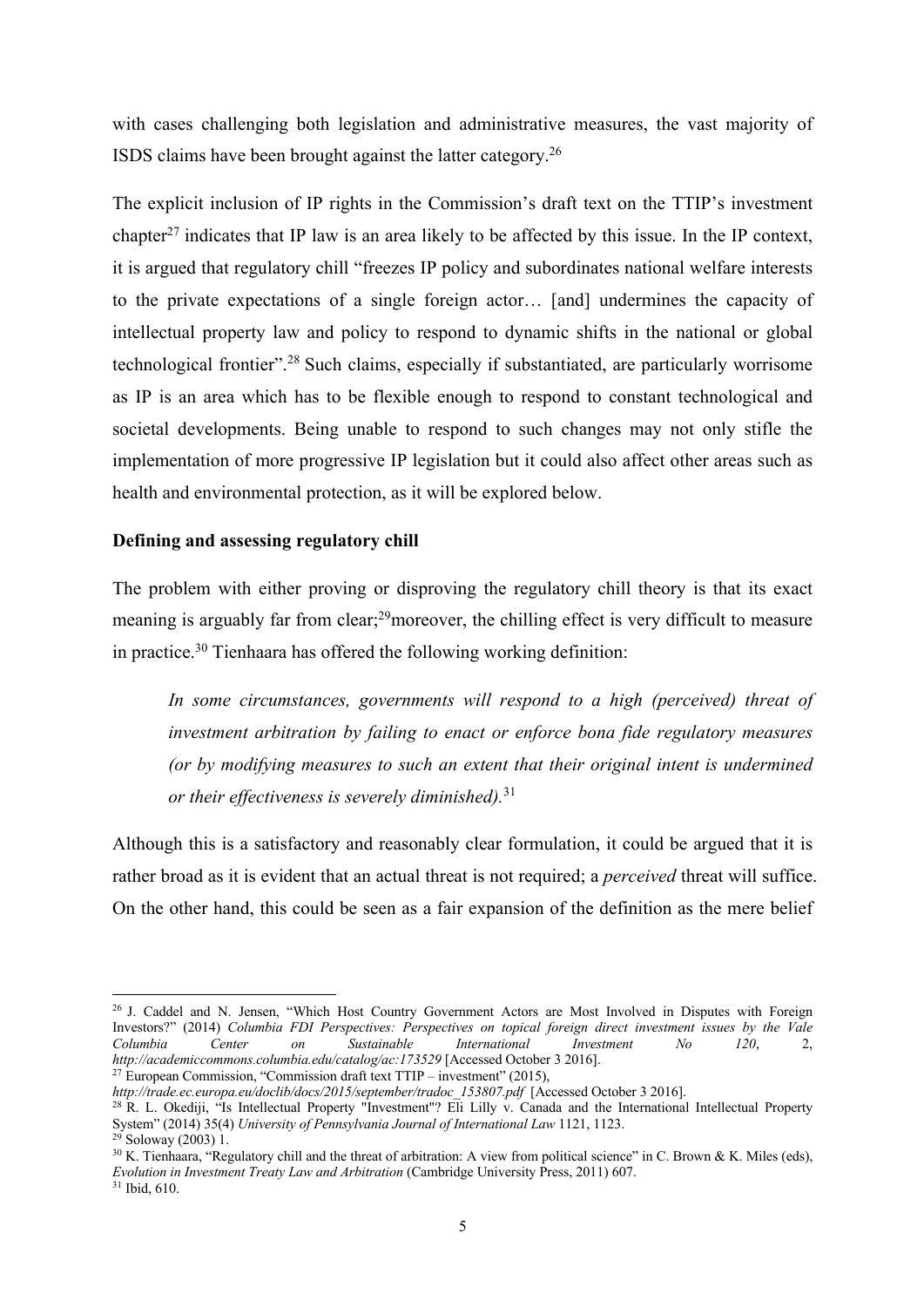with cases challenging both legislation and administrative measures, the vast majority of ISDS claims have been brought against the latter category.[26]

The explicit inclusion of IP rights in the Commission's draft text on the TTIP's investment chapter[27] indicates that IP law is an area likely to be affected by this issue. In the IP context, it is argued that regulatory chill "freezes IP policy and subordinates national welfare interests to the private expectations of a single foreign actor… [and] undermines the capacity of intellectual property law and policy to respond to dynamic shifts in the national or global technological frontier".[28] Such claims, especially if substantiated, are particularly worrisome as IP is an area which has to be flexible enough to respond to constant technological and societal developments. Being unable to respond to such changes may not only stifle the implementation of more progressive IP legislation but it could also affect other areas such as health and environmental protection, as it will be explored below.

**Defining and assessing regulatory chill**

The problem with either proving or disproving the regulatory chill theory is that its exact meaning is arguably far from clear;[29]moreover, the chilling effect is very difficult to measure in practice.[30] Tienhaara has offered the following working definition:

> *In some circumstances, governments will respond to a high (perceived) threat of investment arbitration by failing to enact or enforce bona fide regulatory measures (or by modifying measures to such an extent that their original intent is undermined or their effectiveness is severely diminished).*[31]

Although this is a satisfactory and reasonably clear formulation, it could be argued that it is rather broad as it is evident that an actual threat is not required; a *perceived* threat will suffice. On the other hand, this could be seen as a fair expansion of the definition as the mere belief

---

[26] J. Caddel and N. Jensen, "Which Host Country Government Actors are Most Involved in Disputes with Foreign Investors?" (2014) *Columbia FDI Perspectives: Perspectives on topical foreign direct investment issues by the Vale Columbia Center on Sustainable International Investment No 120*, 2, *http://academiccommons.columbia.edu/catalog/ac:173529* [Accessed October 3 2016].

[27] European Commission, "Commission draft text TTIP – investment" (2015), *http://trade.ec.europa.eu/doclib/docs/2015/september/tradoc_153807.pdf* [Accessed October 3 2016].

[28] R. L. Okediji, "Is Intellectual Property "Investment"? Eli Lilly v. Canada and the International Intellectual Property System" (2014) 35(4) *University of Pennsylvania Journal of International Law* 1121, 1123.

[29] Soloway (2003) 1.

[30] K. Tienhaara, "Regulatory chill and the threat of arbitration: A view from political science" in C. Brown & K. Miles (eds), *Evolution in Investment Treaty Law and Arbitration* (Cambridge University Press, 2011) 607.

[31] Ibid, 610.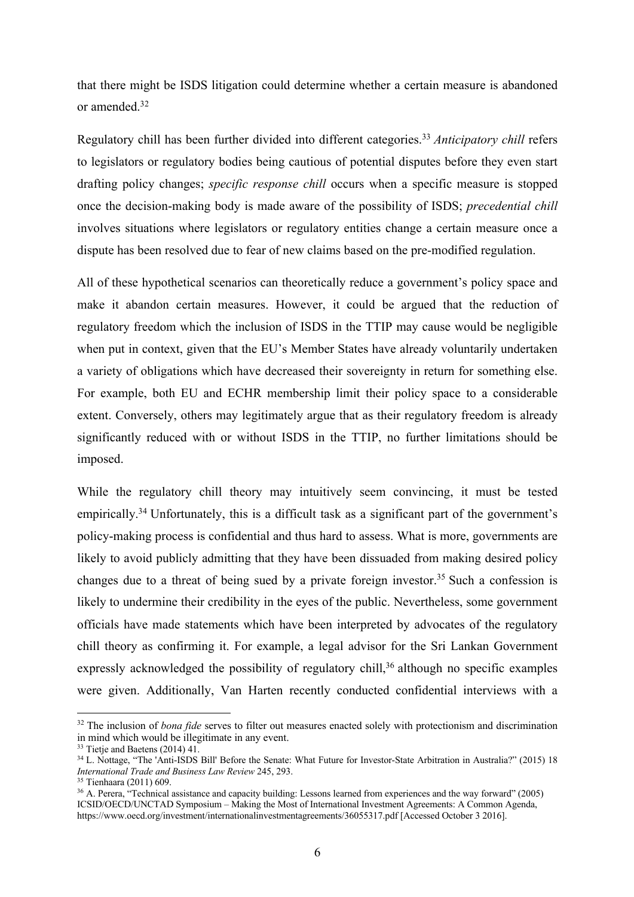that there might be ISDS litigation could determine whether a certain measure is abandoned or amended.[32]

Regulatory chill has been further divided into different categories.[33] *Anticipatory chill* refers to legislators or regulatory bodies being cautious of potential disputes before they even start drafting policy changes; *specific response chill* occurs when a specific measure is stopped once the decision-making body is made aware of the possibility of ISDS; *precedential chill* involves situations where legislators or regulatory entities change a certain measure once a dispute has been resolved due to fear of new claims based on the pre-modified regulation.

All of these hypothetical scenarios can theoretically reduce a government's policy space and make it abandon certain measures. However, it could be argued that the reduction of regulatory freedom which the inclusion of ISDS in the TTIP may cause would be negligible when put in context, given that the EU's Member States have already voluntarily undertaken a variety of obligations which have decreased their sovereignty in return for something else. For example, both EU and ECHR membership limit their policy space to a considerable extent. Conversely, others may legitimately argue that as their regulatory freedom is already significantly reduced with or without ISDS in the TTIP, no further limitations should be imposed.

While the regulatory chill theory may intuitively seem convincing, it must be tested empirically.[34] Unfortunately, this is a difficult task as a significant part of the government's policy-making process is confidential and thus hard to assess. What is more, governments are likely to avoid publicly admitting that they have been dissuaded from making desired policy changes due to a threat of being sued by a private foreign investor.[35] Such a confession is likely to undermine their credibility in the eyes of the public. Nevertheless, some government officials have made statements which have been interpreted by advocates of the regulatory chill theory as confirming it. For example, a legal advisor for the Sri Lankan Government expressly acknowledged the possibility of regulatory chill,[36] although no specific examples were given. Additionally, Van Harten recently conducted confidential interviews with a

---

[32] The inclusion of *bona fide* serves to filter out measures enacted solely with protectionism and discrimination in mind which would be illegitimate in any event.

[33] Tietje and Baetens (2014) 41.

[34] L. Nottage, "The 'Anti-ISDS Bill' Before the Senate: What Future for Investor-State Arbitration in Australia?" (2015) 18 *International Trade and Business Law Review* 245, 293.

[35] Tienhaara (2011) 609.

[36] A. Perera, "Technical assistance and capacity building: Lessons learned from experiences and the way forward" (2005) ICSID/OECD/UNCTAD Symposium – Making the Most of International Investment Agreements: A Common Agenda, https://www.oecd.org/investment/internationalinvestmentagreements/36055317.pdf [Accessed October 3 2016].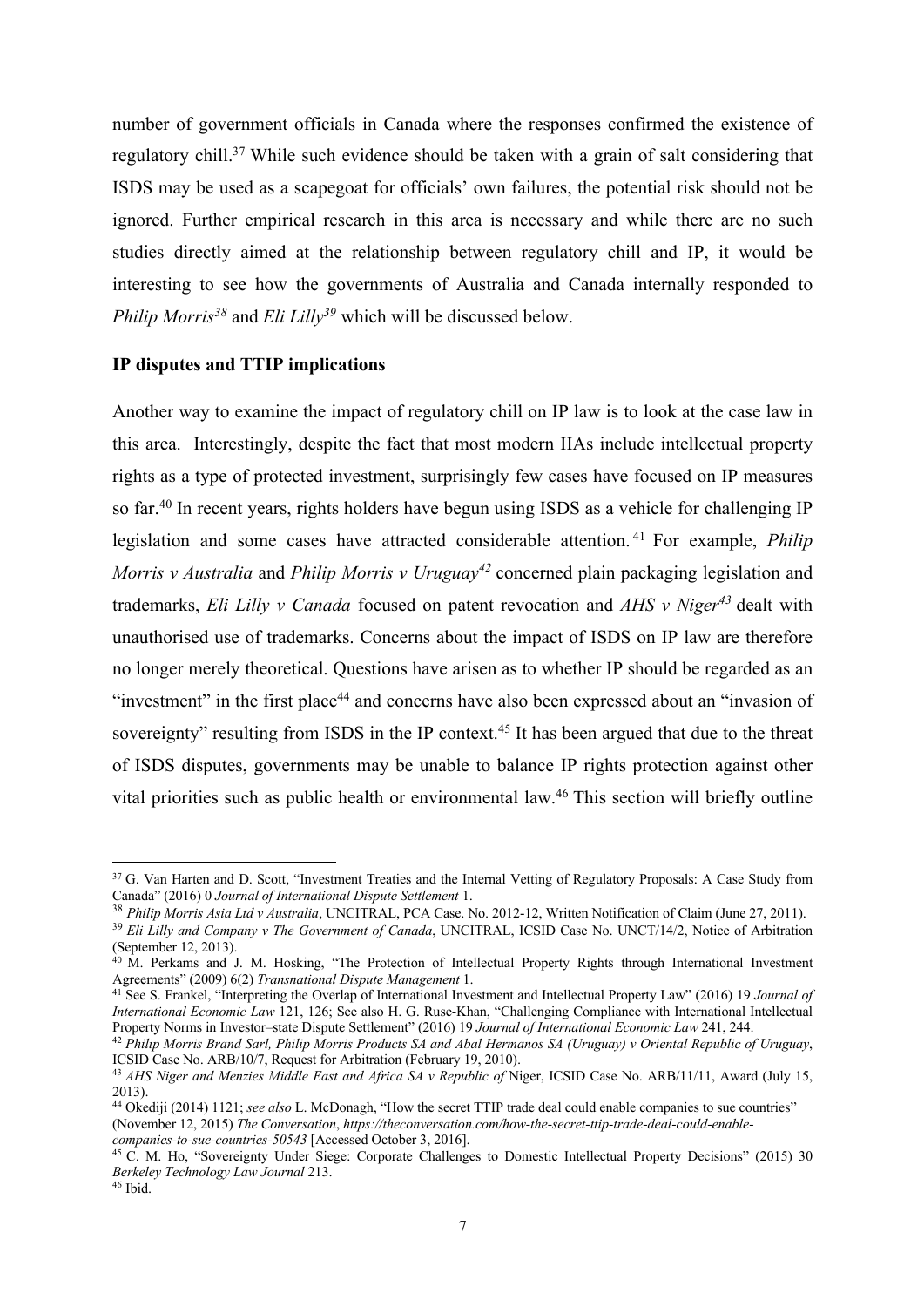number of government officials in Canada where the responses confirmed the existence of regulatory chill.[37] While such evidence should be taken with a grain of salt considering that ISDS may be used as a scapegoat for officials' own failures, the potential risk should not be ignored. Further empirical research in this area is necessary and while there are no such studies directly aimed at the relationship between regulatory chill and IP, it would be interesting to see how the governments of Australia and Canada internally responded to *Philip Morris*[38] and *Eli Lilly*[39] which will be discussed below.

**IP disputes and TTIP implications**

Another way to examine the impact of regulatory chill on IP law is to look at the case law in this area. Interestingly, despite the fact that most modern IIAs include intellectual property rights as a type of protected investment, surprisingly few cases have focused on IP measures so far.[40] In recent years, rights holders have begun using ISDS as a vehicle for challenging IP legislation and some cases have attracted considerable attention.[41] For example, *Philip Morris v Australia* and *Philip Morris v Uruguay*[42] concerned plain packaging legislation and trademarks, *Eli Lilly v Canada* focused on patent revocation and *AHS v Niger*[43] dealt with unauthorised use of trademarks. Concerns about the impact of ISDS on IP law are therefore no longer merely theoretical. Questions have arisen as to whether IP should be regarded as an "investment" in the first place[44] and concerns have also been expressed about an "invasion of sovereignty" resulting from ISDS in the IP context.[45] It has been argued that due to the threat of ISDS disputes, governments may be unable to balance IP rights protection against other vital priorities such as public health or environmental law.[46] This section will briefly outline

---

[37] G. Van Harten and D. Scott, "Investment Treaties and the Internal Vetting of Regulatory Proposals: A Case Study from Canada" (2016) 0 *Journal of International Dispute Settlement* 1.

[38] *Philip Morris Asia Ltd v Australia*, UNCITRAL, PCA Case. No. 2012-12, Written Notification of Claim (June 27, 2011).

[39] *Eli Lilly and Company v The Government of Canada*, UNCITRAL, ICSID Case No. UNCT/14/2, Notice of Arbitration (September 12, 2013).

[40] M. Perkams and J. M. Hosking, "The Protection of Intellectual Property Rights through International Investment Agreements" (2009) 6(2) *Transnational Dispute Management* 1.

[41] See S. Frankel, "Interpreting the Overlap of International Investment and Intellectual Property Law" (2016) 19 *Journal of International Economic Law* 121, 126; See also H. G. Ruse-Khan, "Challenging Compliance with International Intellectual Property Norms in Investor–state Dispute Settlement" (2016) 19 *Journal of International Economic Law* 241, 244.

[42] *Philip Morris Brand Sarl, Philip Morris Products SA and Abal Hermanos SA (Uruguay) v Oriental Republic of Uruguay*, ICSID Case No. ARB/10/7, Request for Arbitration (February 19, 2010).

[43] *AHS Niger and Menzies Middle East and Africa SA v Republic of* Niger, ICSID Case No. ARB/11/11, Award (July 15, 2013).

[44] Okediji (2014) 1121; *see also* L. McDonagh, "How the secret TTIP trade deal could enable companies to sue countries" (November 12, 2015) *The Conversation*, *https://theconversation.com/how-the-secret-ttip-trade-deal-could-enable-companies-to-sue-countries-50543* [Accessed October 3, 2016].

[45] C. M. Ho, "Sovereignty Under Siege: Corporate Challenges to Domestic Intellectual Property Decisions" (2015) 30 *Berkeley Technology Law Journal* 213.

[46] Ibid.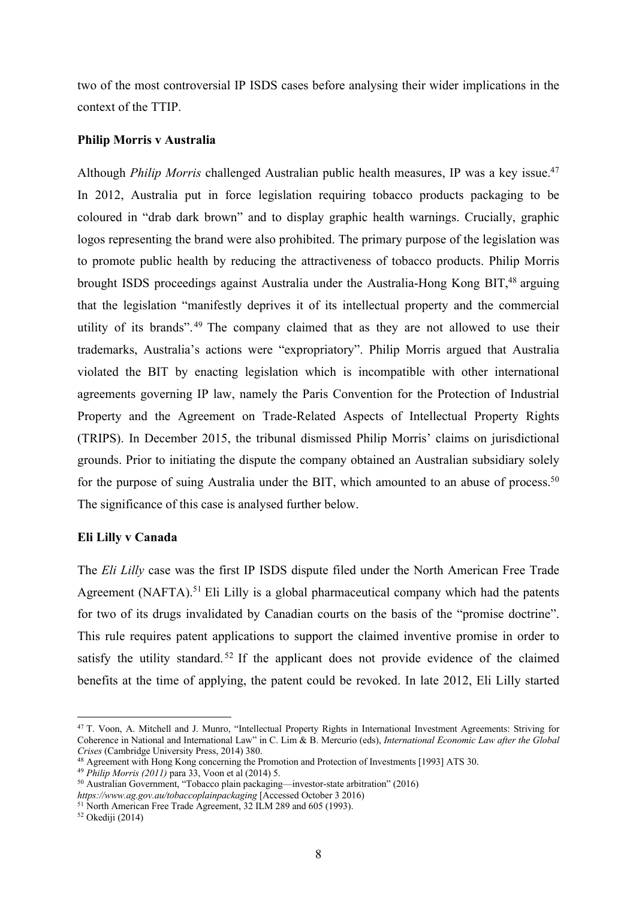two of the most controversial IP ISDS cases before analysing their wider implications in the context of the TTIP.

**Philip Morris v Australia**

Although *Philip Morris* challenged Australian public health measures, IP was a key issue.[47] In 2012, Australia put in force legislation requiring tobacco products packaging to be coloured in "drab dark brown" and to display graphic health warnings. Crucially, graphic logos representing the brand were also prohibited. The primary purpose of the legislation was to promote public health by reducing the attractiveness of tobacco products. Philip Morris brought ISDS proceedings against Australia under the Australia-Hong Kong BIT,[48] arguing that the legislation "manifestly deprives it of its intellectual property and the commercial utility of its brands".[49] The company claimed that as they are not allowed to use their trademarks, Australia's actions were "expropriatory". Philip Morris argued that Australia violated the BIT by enacting legislation which is incompatible with other international agreements governing IP law, namely the Paris Convention for the Protection of Industrial Property and the Agreement on Trade-Related Aspects of Intellectual Property Rights (TRIPS). In December 2015, the tribunal dismissed Philip Morris' claims on jurisdictional grounds. Prior to initiating the dispute the company obtained an Australian subsidiary solely for the purpose of suing Australia under the BIT, which amounted to an abuse of process.[50] The significance of this case is analysed further below.

**Eli Lilly v Canada**

The *Eli Lilly* case was the first IP ISDS dispute filed under the North American Free Trade Agreement (NAFTA).[51] Eli Lilly is a global pharmaceutical company which had the patents for two of its drugs invalidated by Canadian courts on the basis of the "promise doctrine". This rule requires patent applications to support the claimed inventive promise in order to satisfy the utility standard.[52] If the applicant does not provide evidence of the claimed benefits at the time of applying, the patent could be revoked. In late 2012, Eli Lilly started

---

[47] T. Voon, A. Mitchell and J. Munro, "Intellectual Property Rights in International Investment Agreements: Striving for Coherence in National and International Law" in C. Lim & B. Mercurio (eds), *International Economic Law after the Global Crises* (Cambridge University Press, 2014) 380.

[48] Agreement with Hong Kong concerning the Promotion and Protection of Investments [1993] ATS 30.

[49] *Philip Morris (2011)* para 33, Voon et al (2014) 5.

[50] Australian Government, "Tobacco plain packaging—investor-state arbitration" (2016) *https://www.ag.gov.au/tobaccoplainpackaging* [Accessed October 3 2016)

[51] North American Free Trade Agreement, 32 ILM 289 and 605 (1993).

[52] Okediji (2014)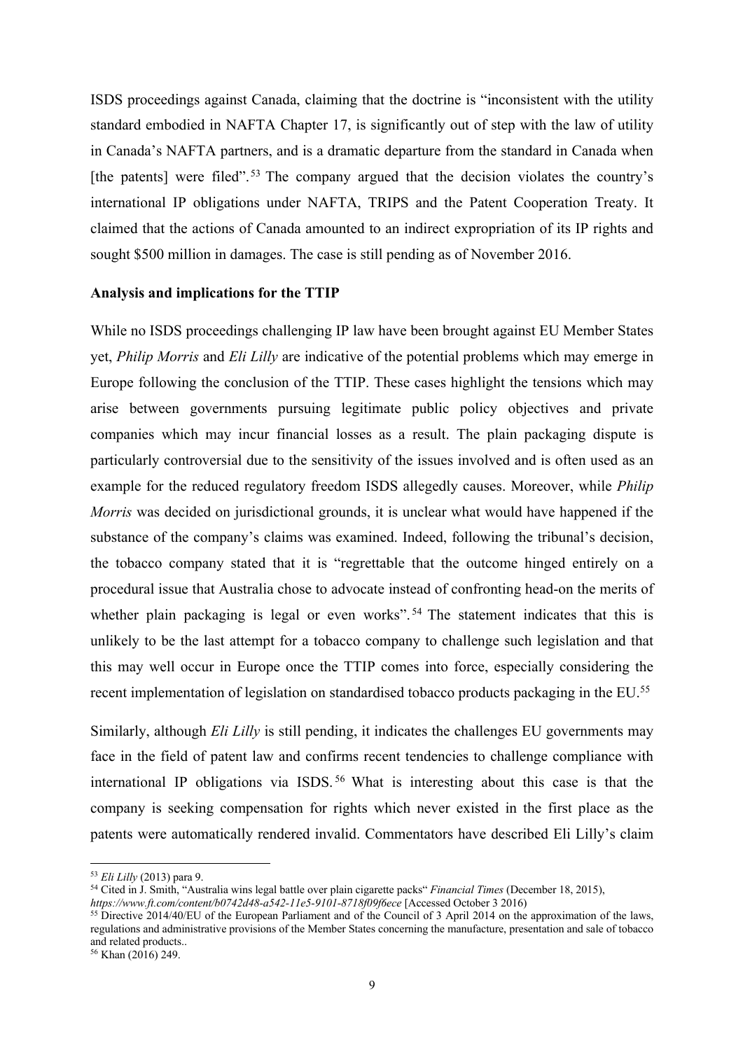ISDS proceedings against Canada, claiming that the doctrine is "inconsistent with the utility standard embodied in NAFTA Chapter 17, is significantly out of step with the law of utility in Canada's NAFTA partners, and is a dramatic departure from the standard in Canada when [the patents] were filed".[53] The company argued that the decision violates the country's international IP obligations under NAFTA, TRIPS and the Patent Cooperation Treaty. It claimed that the actions of Canada amounted to an indirect expropriation of its IP rights and sought $500 million in damages. The case is still pending as of November 2016.

**Analysis and implications for the TTIP**

While no ISDS proceedings challenging IP law have been brought against EU Member States yet, *Philip Morris* and *Eli Lilly* are indicative of the potential problems which may emerge in Europe following the conclusion of the TTIP. These cases highlight the tensions which may arise between governments pursuing legitimate public policy objectives and private companies which may incur financial losses as a result. The plain packaging dispute is particularly controversial due to the sensitivity of the issues involved and is often used as an example for the reduced regulatory freedom ISDS allegedly causes. Moreover, while *Philip Morris* was decided on jurisdictional grounds, it is unclear what would have happened if the substance of the company's claims was examined. Indeed, following the tribunal's decision, the tobacco company stated that it is "regrettable that the outcome hinged entirely on a procedural issue that Australia chose to advocate instead of confronting head-on the merits of whether plain packaging is legal or even works".[54] The statement indicates that this is unlikely to be the last attempt for a tobacco company to challenge such legislation and that this may well occur in Europe once the TTIP comes into force, especially considering the recent implementation of legislation on standardised tobacco products packaging in the EU.[55]

Similarly, although *Eli Lilly* is still pending, it indicates the challenges EU governments may face in the field of patent law and confirms recent tendencies to challenge compliance with international IP obligations via ISDS.[56] What is interesting about this case is that the company is seeking compensation for rights which never existed in the first place as the patents were automatically rendered invalid. Commentators have described Eli Lilly's claim

---

[53] *Eli Lilly* (2013) para 9.

[54] Cited in J. Smith, "Australia wins legal battle over plain cigarette packs" *Financial Times* (December 18, 2015), *https://www.ft.com/content/b0742d48-a542-11e5-9101-8718f09f6ece* [Accessed October 3 2016)

[55] Directive 2014/40/EU of the European Parliament and of the Council of 3 April 2014 on the approximation of the laws, regulations and administrative provisions of the Member States concerning the manufacture, presentation and sale of tobacco and related products..

[56] Khan (2016) 249.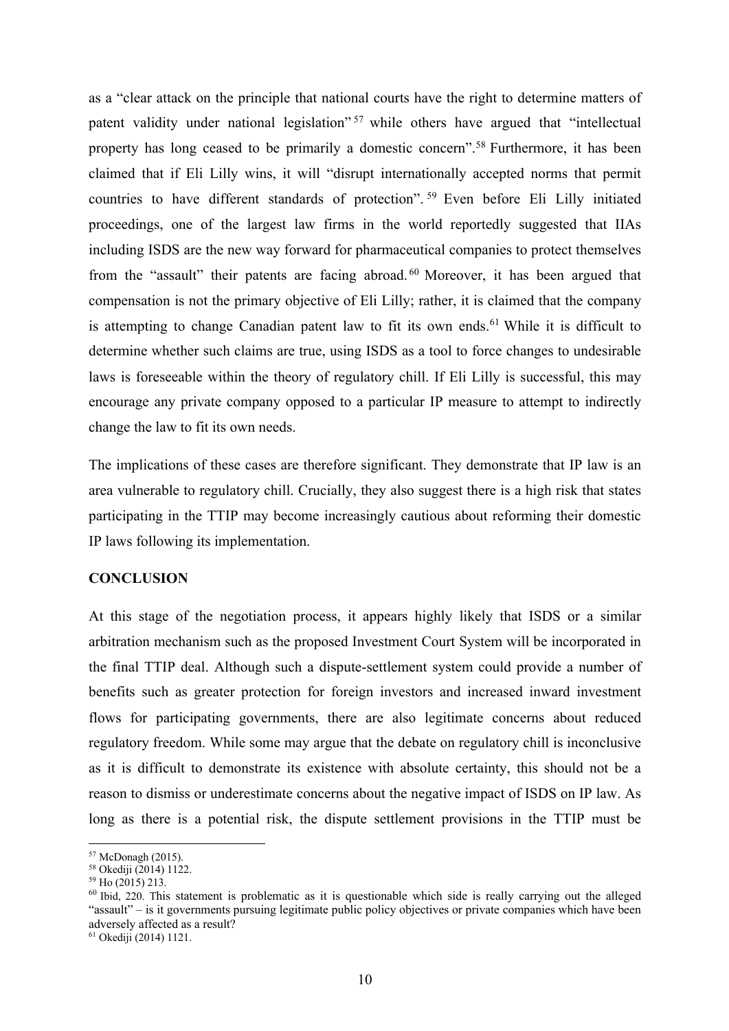as a "clear attack on the principle that national courts have the right to determine matters of patent validity under national legislation"[57] while others have argued that "intellectual property has long ceased to be primarily a domestic concern".[58] Furthermore, it has been claimed that if Eli Lilly wins, it will "disrupt internationally accepted norms that permit countries to have different standards of protection".[59] Even before Eli Lilly initiated proceedings, one of the largest law firms in the world reportedly suggested that IIAs including ISDS are the new way forward for pharmaceutical companies to protect themselves from the "assault" their patents are facing abroad.[60] Moreover, it has been argued that compensation is not the primary objective of Eli Lilly; rather, it is claimed that the company is attempting to change Canadian patent law to fit its own ends.[61] While it is difficult to determine whether such claims are true, using ISDS as a tool to force changes to undesirable laws is foreseeable within the theory of regulatory chill. If Eli Lilly is successful, this may encourage any private company opposed to a particular IP measure to attempt to indirectly change the law to fit its own needs.

The implications of these cases are therefore significant. They demonstrate that IP law is an area vulnerable to regulatory chill. Crucially, they also suggest there is a high risk that states participating in the TTIP may become increasingly cautious about reforming their domestic IP laws following its implementation.

**CONCLUSION**

At this stage of the negotiation process, it appears highly likely that ISDS or a similar arbitration mechanism such as the proposed Investment Court System will be incorporated in the final TTIP deal. Although such a dispute-settlement system could provide a number of benefits such as greater protection for foreign investors and increased inward investment flows for participating governments, there are also legitimate concerns about reduced regulatory freedom. While some may argue that the debate on regulatory chill is inconclusive as it is difficult to demonstrate its existence with absolute certainty, this should not be a reason to dismiss or underestimate concerns about the negative impact of ISDS on IP law. As long as there is a potential risk, the dispute settlement provisions in the TTIP must be

---

[57] McDonagh (2015).

[58] Okediji (2014) 1122.

[59] Ho (2015) 213.

[60] Ibid, 220. This statement is problematic as it is questionable which side is really carrying out the alleged "assault" – is it governments pursuing legitimate public policy objectives or private companies which have been adversely affected as a result?

[61] Okediji (2014) 1121.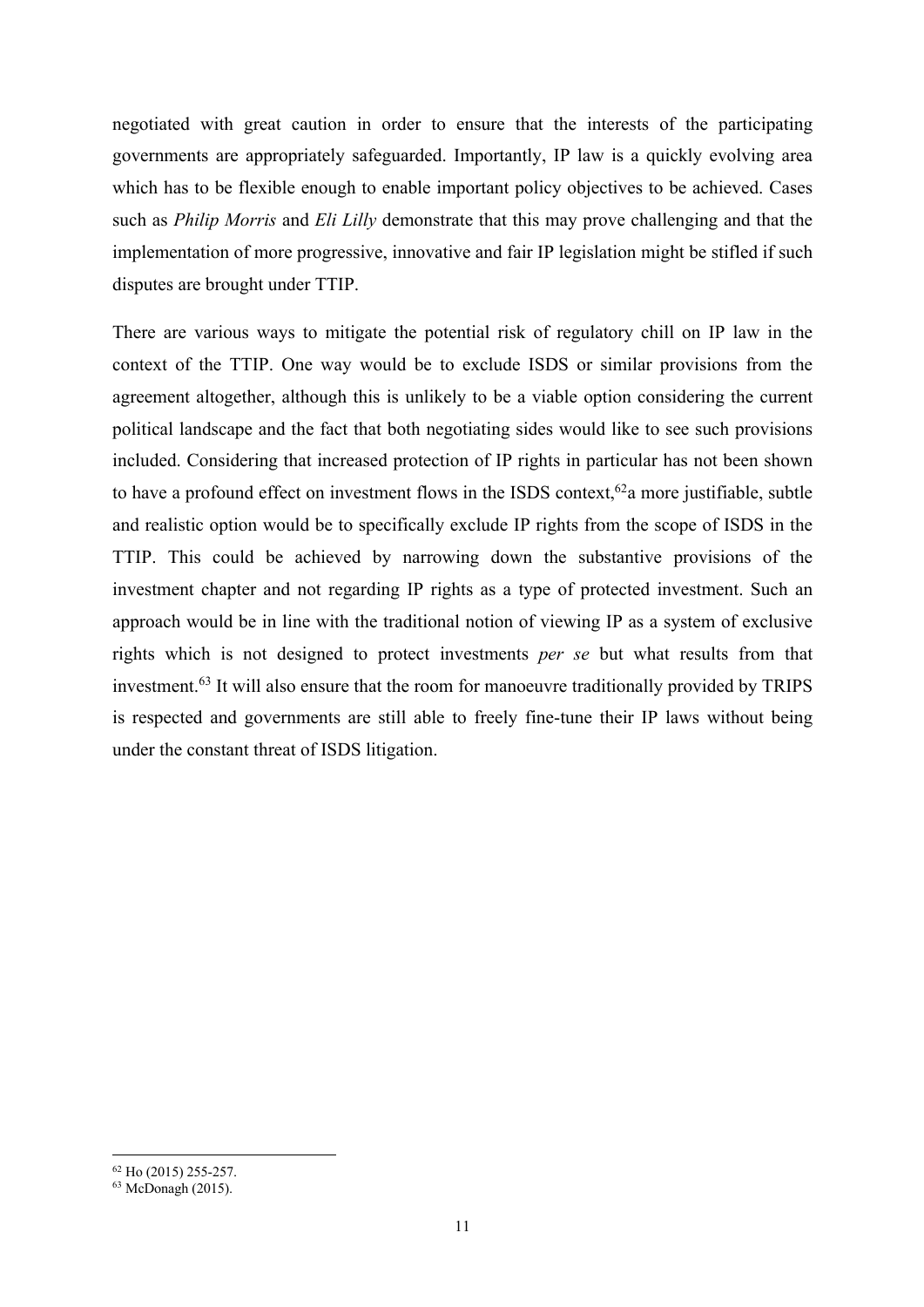negotiated with great caution in order to ensure that the interests of the participating governments are appropriately safeguarded. Importantly, IP law is a quickly evolving area which has to be flexible enough to enable important policy objectives to be achieved. Cases such as *Philip Morris* and *Eli Lilly* demonstrate that this may prove challenging and that the implementation of more progressive, innovative and fair IP legislation might be stifled if such disputes are brought under TTIP.

There are various ways to mitigate the potential risk of regulatory chill on IP law in the context of the TTIP. One way would be to exclude ISDS or similar provisions from the agreement altogether, although this is unlikely to be a viable option considering the current political landscape and the fact that both negotiating sides would like to see such provisions included. Considering that increased protection of IP rights in particular has not been shown to have a profound effect on investment flows in the ISDS context,[62]a more justifiable, subtle and realistic option would be to specifically exclude IP rights from the scope of ISDS in the TTIP. This could be achieved by narrowing down the substantive provisions of the investment chapter and not regarding IP rights as a type of protected investment. Such an approach would be in line with the traditional notion of viewing IP as a system of exclusive rights which is not designed to protect investments *per se* but what results from that investment.[63] It will also ensure that the room for manoeuvre traditionally provided by TRIPS is respected and governments are still able to freely fine-tune their IP laws without being under the constant threat of ISDS litigation.

---

[62] Ho (2015) 255-257.

[63] McDonagh (2015).